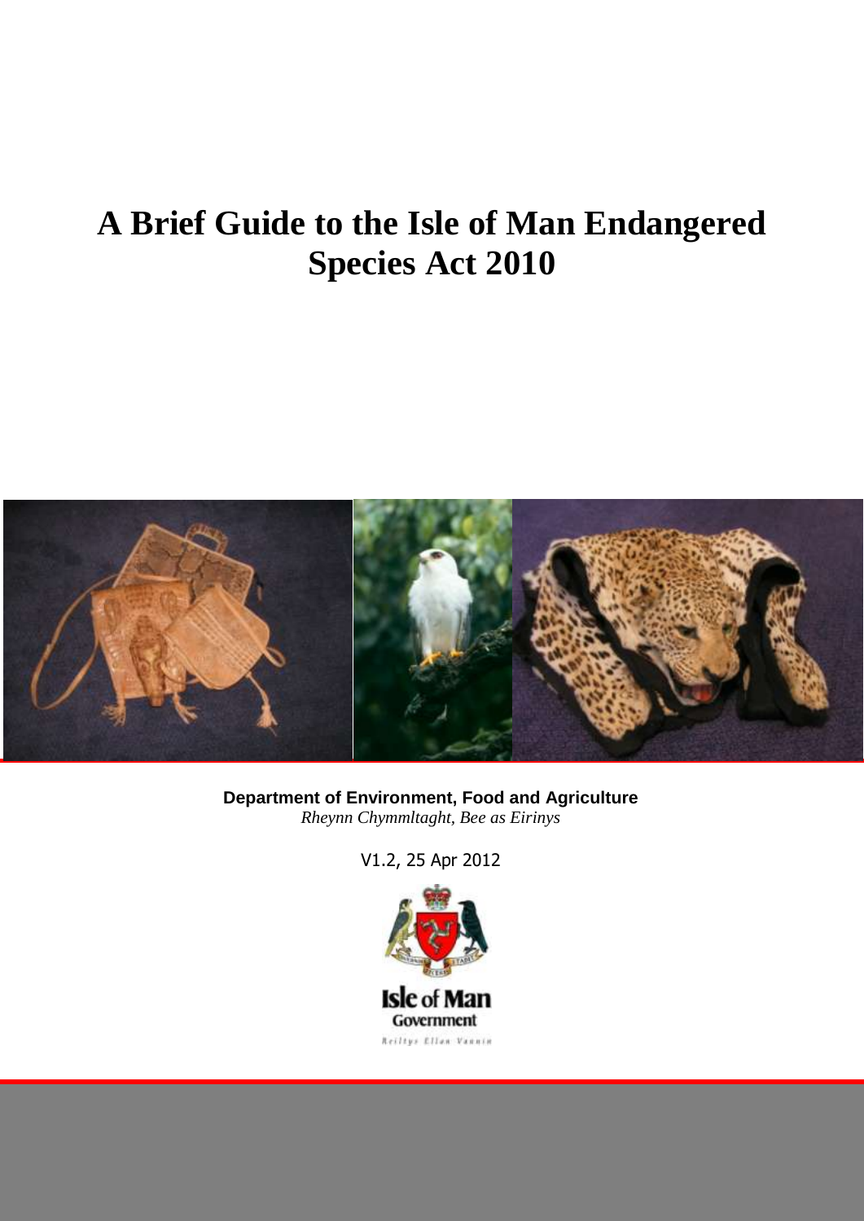# A Brief Guide to the Isle of Man Endangered Species Act 2010

**Department of Environment, Food and Agriculture**
*Rheynn Chymmltaght, Bee as Eirinys*

V1.2, 25 Apr 2012

Isle of Man Government

Reiltys Ellan Vannin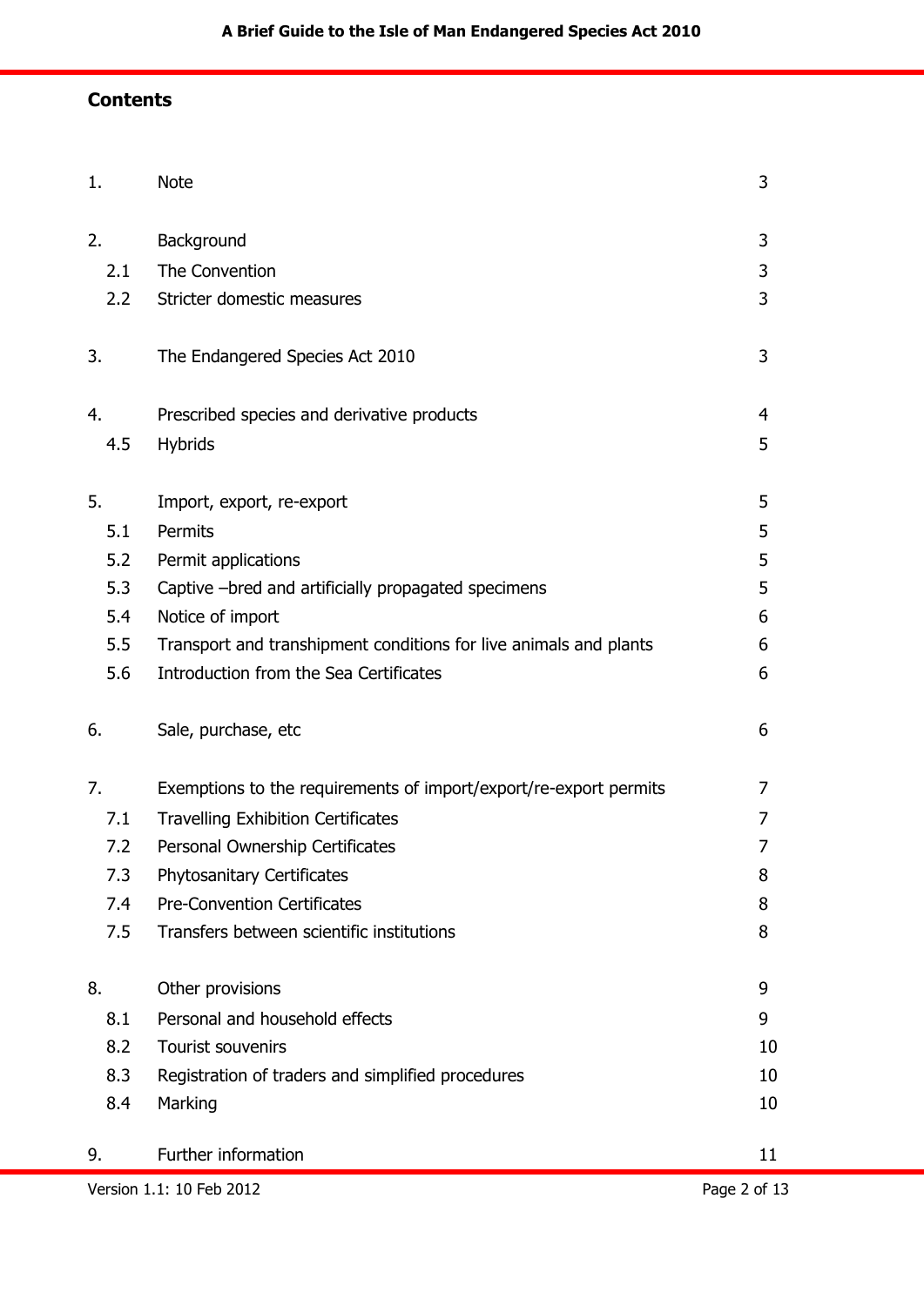## Contents

| | | |
|---|---|---|
| 1. | Note | 3 |
| 2. | Background | 3 |
| 2.1 | The Convention | 3 |
| 2.2 | Stricter domestic measures | 3 |
| 3. | The Endangered Species Act 2010 | 3 |
| 4. | Prescribed species and derivative products | 4 |
| 4.5 | Hybrids | 5 |
| 5. | Import, export, re-export | 5 |
| 5.1 | Permits | 5 |
| 5.2 | Permit applications | 5 |
| 5.3 | Captive –bred and artificially propagated specimens | 5 |
| 5.4 | Notice of import | 6 |
| 5.5 | Transport and transhipment conditions for live animals and plants | 6 |
| 5.6 | Introduction from the Sea Certificates | 6 |
| 6. | Sale, purchase, etc | 6 |
| 7. | Exemptions to the requirements of import/export/re-export permits | 7 |
| 7.1 | Travelling Exhibition Certificates | 7 |
| 7.2 | Personal Ownership Certificates | 7 |
| 7.3 | Phytosanitary Certificates | 8 |
| 7.4 | Pre-Convention Certificates | 8 |
| 7.5 | Transfers between scientific institutions | 8 |
| 8. | Other provisions | 9 |
| 8.1 | Personal and household effects | 9 |
| 8.2 | Tourist souvenirs | 10 |
| 8.3 | Registration of traders and simplified procedures | 10 |
| 8.4 | Marking | 10 |
| 9. | Further information | 11 |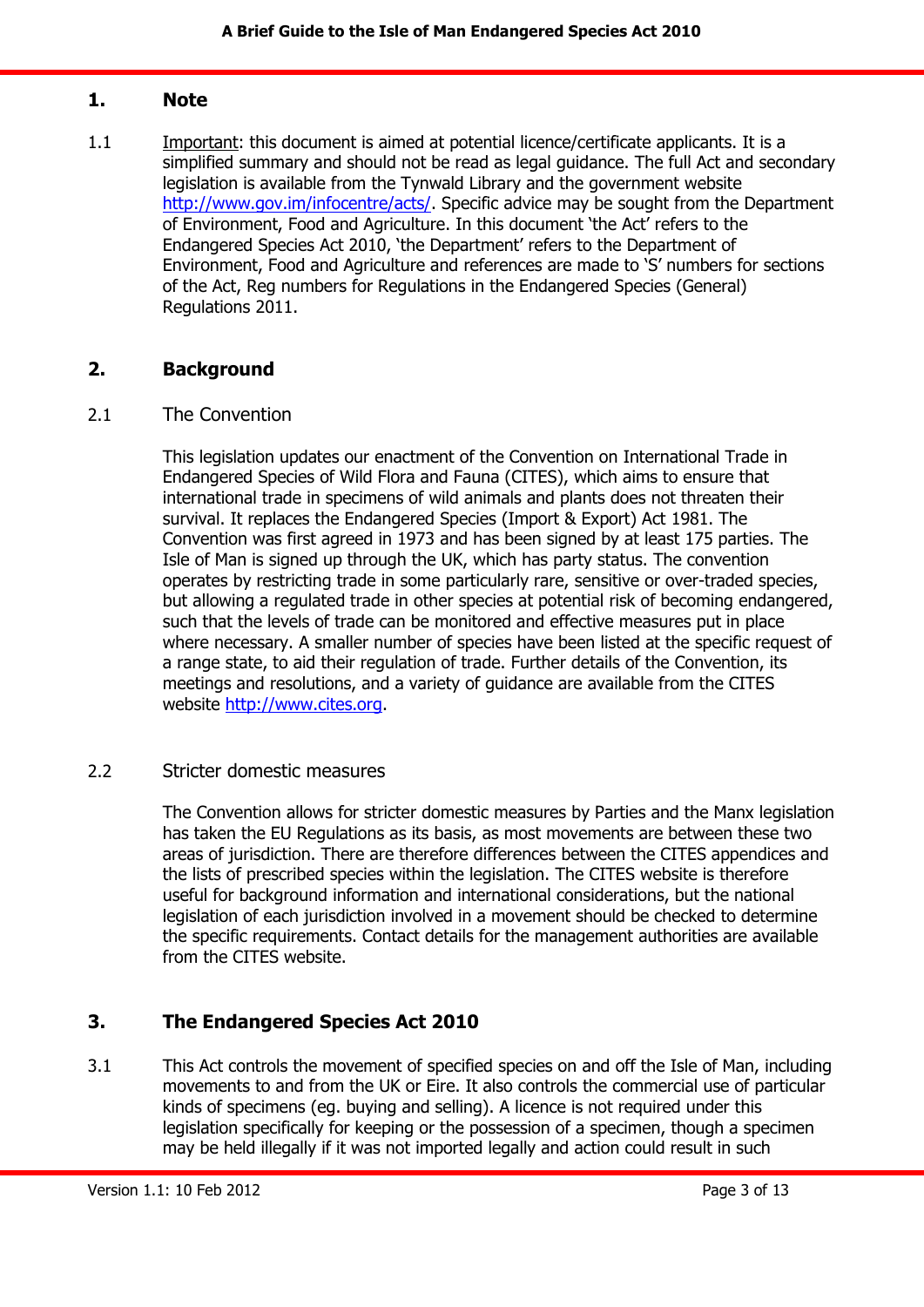## 1. Note

1.1 Important: this document is aimed at potential licence/certificate applicants. It is a simplified summary and should not be read as legal guidance. The full Act and secondary legislation is available from the Tynwald Library and the government website http://www.gov.im/infocentre/acts/. Specific advice may be sought from the Department of Environment, Food and Agriculture. In this document 'the Act' refers to the Endangered Species Act 2010, 'the Department' refers to the Department of Environment, Food and Agriculture and references are made to 'S' numbers for sections of the Act, Reg numbers for Regulations in the Endangered Species (General) Regulations 2011.

## 2. Background

### 2.1 The Convention

This legislation updates our enactment of the Convention on International Trade in Endangered Species of Wild Flora and Fauna (CITES), which aims to ensure that international trade in specimens of wild animals and plants does not threaten their survival. It replaces the Endangered Species (Import & Export) Act 1981. The Convention was first agreed in 1973 and has been signed by at least 175 parties. The Isle of Man is signed up through the UK, which has party status. The convention operates by restricting trade in some particularly rare, sensitive or over-traded species, but allowing a regulated trade in other species at potential risk of becoming endangered, such that the levels of trade can be monitored and effective measures put in place where necessary. A smaller number of species have been listed at the specific request of a range state, to aid their regulation of trade. Further details of the Convention, its meetings and resolutions, and a variety of guidance are available from the CITES website http://www.cites.org.

### 2.2 Stricter domestic measures

The Convention allows for stricter domestic measures by Parties and the Manx legislation has taken the EU Regulations as its basis, as most movements are between these two areas of jurisdiction. There are therefore differences between the CITES appendices and the lists of prescribed species within the legislation. The CITES website is therefore useful for background information and international considerations, but the national legislation of each jurisdiction involved in a movement should be checked to determine the specific requirements. Contact details for the management authorities are available from the CITES website.

## 3. The Endangered Species Act 2010

3.1 This Act controls the movement of specified species on and off the Isle of Man, including movements to and from the UK or Eire. It also controls the commercial use of particular kinds of specimens (eg. buying and selling). A licence is not required under this legislation specifically for keeping or the possession of a specimen, though a specimen may be held illegally if it was not imported legally and action could result in such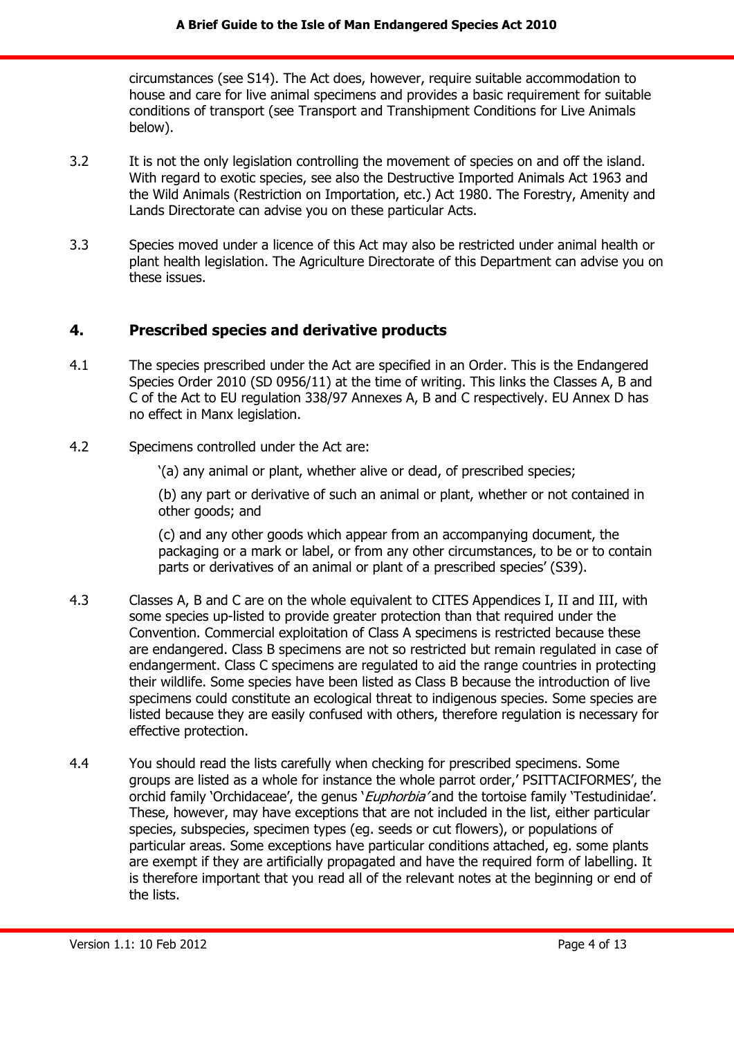circumstances (see S14). The Act does, however, require suitable accommodation to house and care for live animal specimens and provides a basic requirement for suitable conditions of transport (see Transport and Transhipment Conditions for Live Animals below).

3.2 It is not the only legislation controlling the movement of species on and off the island. With regard to exotic species, see also the Destructive Imported Animals Act 1963 and the Wild Animals (Restriction on Importation, etc.) Act 1980. The Forestry, Amenity and Lands Directorate can advise you on these particular Acts.

3.3 Species moved under a licence of this Act may also be restricted under animal health or plant health legislation. The Agriculture Directorate of this Department can advise you on these issues.

## 4. Prescribed species and derivative products

4.1 The species prescribed under the Act are specified in an Order. This is the Endangered Species Order 2010 (SD 0956/11) at the time of writing. This links the Classes A, B and C of the Act to EU regulation 338/97 Annexes A, B and C respectively. EU Annex D has no effect in Manx legislation.

4.2 Specimens controlled under the Act are:

'(a) any animal or plant, whether alive or dead, of prescribed species;

(b) any part or derivative of such an animal or plant, whether or not contained in other goods; and

(c) and any other goods which appear from an accompanying document, the packaging or a mark or label, or from any other circumstances, to be or to contain parts or derivatives of an animal or plant of a prescribed species' (S39).

4.3 Classes A, B and C are on the whole equivalent to CITES Appendices I, II and III, with some species up-listed to provide greater protection than that required under the Convention. Commercial exploitation of Class A specimens is restricted because these are endangered. Class B specimens are not so restricted but remain regulated in case of endangerment. Class C specimens are regulated to aid the range countries in protecting their wildlife. Some species have been listed as Class B because the introduction of live specimens could constitute an ecological threat to indigenous species. Some species are listed because they are easily confused with others, therefore regulation is necessary for effective protection.

4.4 You should read the lists carefully when checking for prescribed specimens. Some groups are listed as a whole for instance the whole parrot order,' PSITTACIFORMES', the orchid family 'Orchidaceae', the genus '*Euphorbia*' and the tortoise family 'Testudinidae'. These, however, may have exceptions that are not included in the list, either particular species, subspecies, specimen types (eg. seeds or cut flowers), or populations of particular areas. Some exceptions have particular conditions attached, eg. some plants are exempt if they are artificially propagated and have the required form of labelling. It is therefore important that you read all of the relevant notes at the beginning or end of the lists.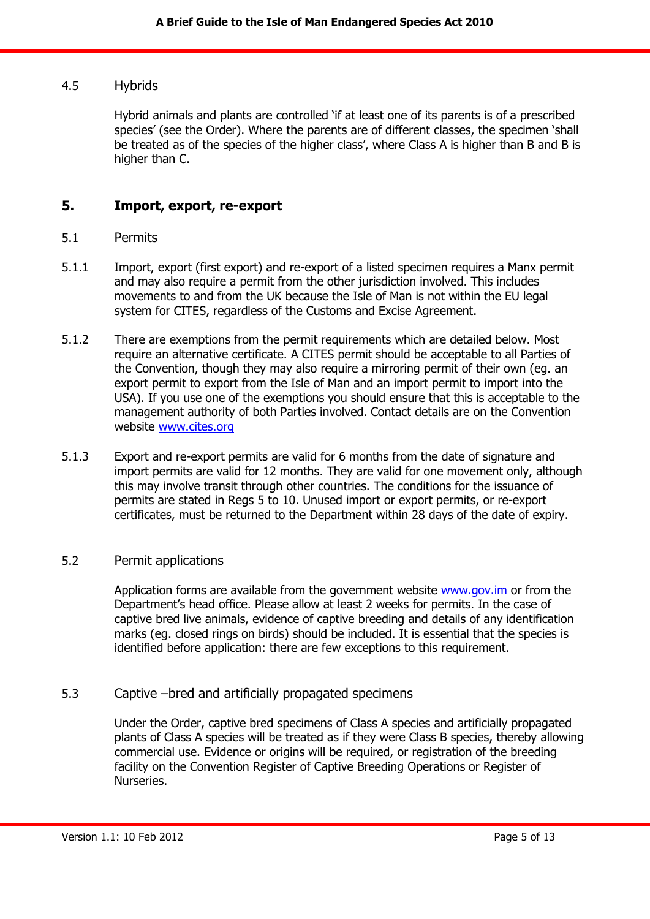### 4.5 Hybrids

Hybrid animals and plants are controlled 'if at least one of its parents is of a prescribed species' (see the Order). Where the parents are of different classes, the specimen 'shall be treated as of the species of the higher class', where Class A is higher than B and B is higher than C.

## 5. Import, export, re-export

### 5.1 Permits

5.1.1 Import, export (first export) and re-export of a listed specimen requires a Manx permit and may also require a permit from the other jurisdiction involved. This includes movements to and from the UK because the Isle of Man is not within the EU legal system for CITES, regardless of the Customs and Excise Agreement.

5.1.2 There are exemptions from the permit requirements which are detailed below. Most require an alternative certificate. A CITES permit should be acceptable to all Parties of the Convention, though they may also require a mirroring permit of their own (eg. an export permit to export from the Isle of Man and an import permit to import into the USA). If you use one of the exemptions you should ensure that this is acceptable to the management authority of both Parties involved. Contact details are on the Convention website [www.cites.org](http://www.cites.org)

5.1.3 Export and re-export permits are valid for 6 months from the date of signature and import permits are valid for 12 months. They are valid for one movement only, although this may involve transit through other countries. The conditions for the issuance of permits are stated in Regs 5 to 10. Unused import or export permits, or re-export certificates, must be returned to the Department within 28 days of the date of expiry.

### 5.2 Permit applications

Application forms are available from the government website [www.gov.im](http://www.gov.im) or from the Department's head office. Please allow at least 2 weeks for permits. In the case of captive bred live animals, evidence of captive breeding and details of any identification marks (eg. closed rings on birds) should be included. It is essential that the species is identified before application: there are few exceptions to this requirement.

### 5.3 Captive –bred and artificially propagated specimens

Under the Order, captive bred specimens of Class A species and artificially propagated plants of Class A species will be treated as if they were Class B species, thereby allowing commercial use. Evidence or origins will be required, or registration of the breeding facility on the Convention Register of Captive Breeding Operations or Register of Nurseries.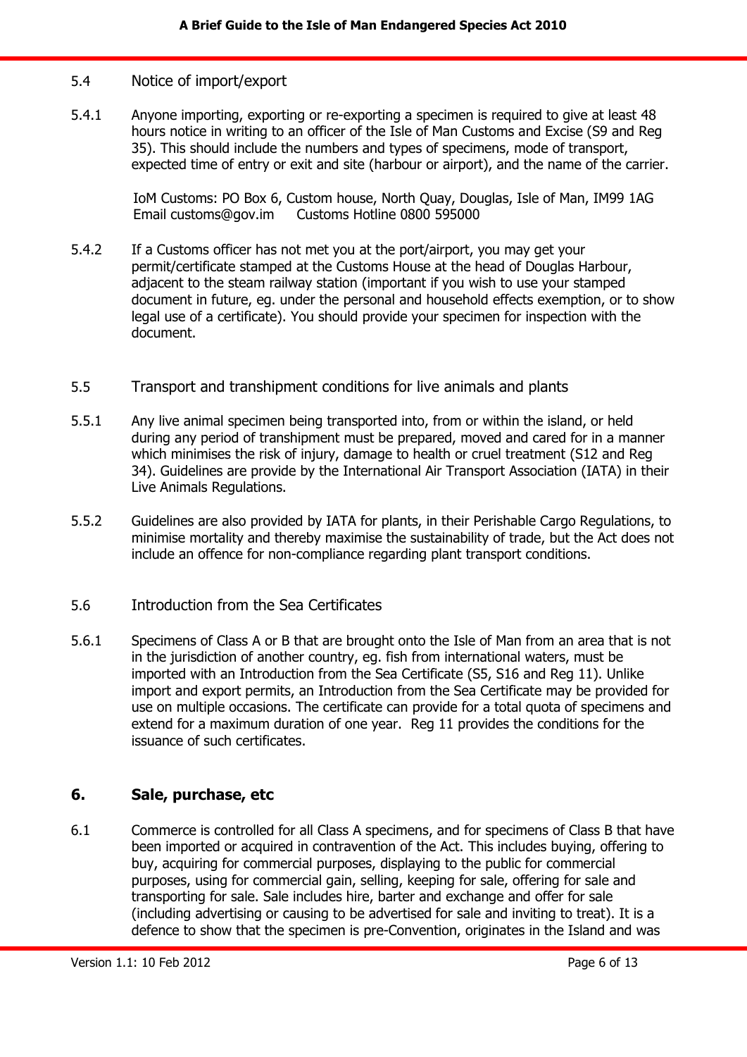### 5.4 Notice of import/export

5.4.1 Anyone importing, exporting or re-exporting a specimen is required to give at least 48 hours notice in writing to an officer of the Isle of Man Customs and Excise (S9 and Reg 35). This should include the numbers and types of specimens, mode of transport, expected time of entry or exit and site (harbour or airport), and the name of the carrier.

IoM Customs: PO Box 6, Custom house, North Quay, Douglas, Isle of Man, IM99 1AG
Email customs@gov.im Customs Hotline 0800 595000

5.4.2 If a Customs officer has not met you at the port/airport, you may get your permit/certificate stamped at the Customs House at the head of Douglas Harbour, adjacent to the steam railway station (important if you wish to use your stamped document in future, eg. under the personal and household effects exemption, or to show legal use of a certificate). You should provide your specimen for inspection with the document.

### 5.5 Transport and transhipment conditions for live animals and plants

5.5.1 Any live animal specimen being transported into, from or within the island, or held during any period of transhipment must be prepared, moved and cared for in a manner which minimises the risk of injury, damage to health or cruel treatment (S12 and Reg 34). Guidelines are provide by the International Air Transport Association (IATA) in their Live Animals Regulations.

5.5.2 Guidelines are also provided by IATA for plants, in their Perishable Cargo Regulations, to minimise mortality and thereby maximise the sustainability of trade, but the Act does not include an offence for non-compliance regarding plant transport conditions.

### 5.6 Introduction from the Sea Certificates

5.6.1 Specimens of Class A or B that are brought onto the Isle of Man from an area that is not in the jurisdiction of another country, eg. fish from international waters, must be imported with an Introduction from the Sea Certificate (S5, S16 and Reg 11). Unlike import and export permits, an Introduction from the Sea Certificate may be provided for use on multiple occasions. The certificate can provide for a total quota of specimens and extend for a maximum duration of one year. Reg 11 provides the conditions for the issuance of such certificates.

## 6. Sale, purchase, etc

6.1 Commerce is controlled for all Class A specimens, and for specimens of Class B that have been imported or acquired in contravention of the Act. This includes buying, offering to buy, acquiring for commercial purposes, displaying to the public for commercial purposes, using for commercial gain, selling, keeping for sale, offering for sale and transporting for sale. Sale includes hire, barter and exchange and offer for sale (including advertising or causing to be advertised for sale and inviting to treat). It is a defence to show that the specimen is pre-Convention, originates in the Island and was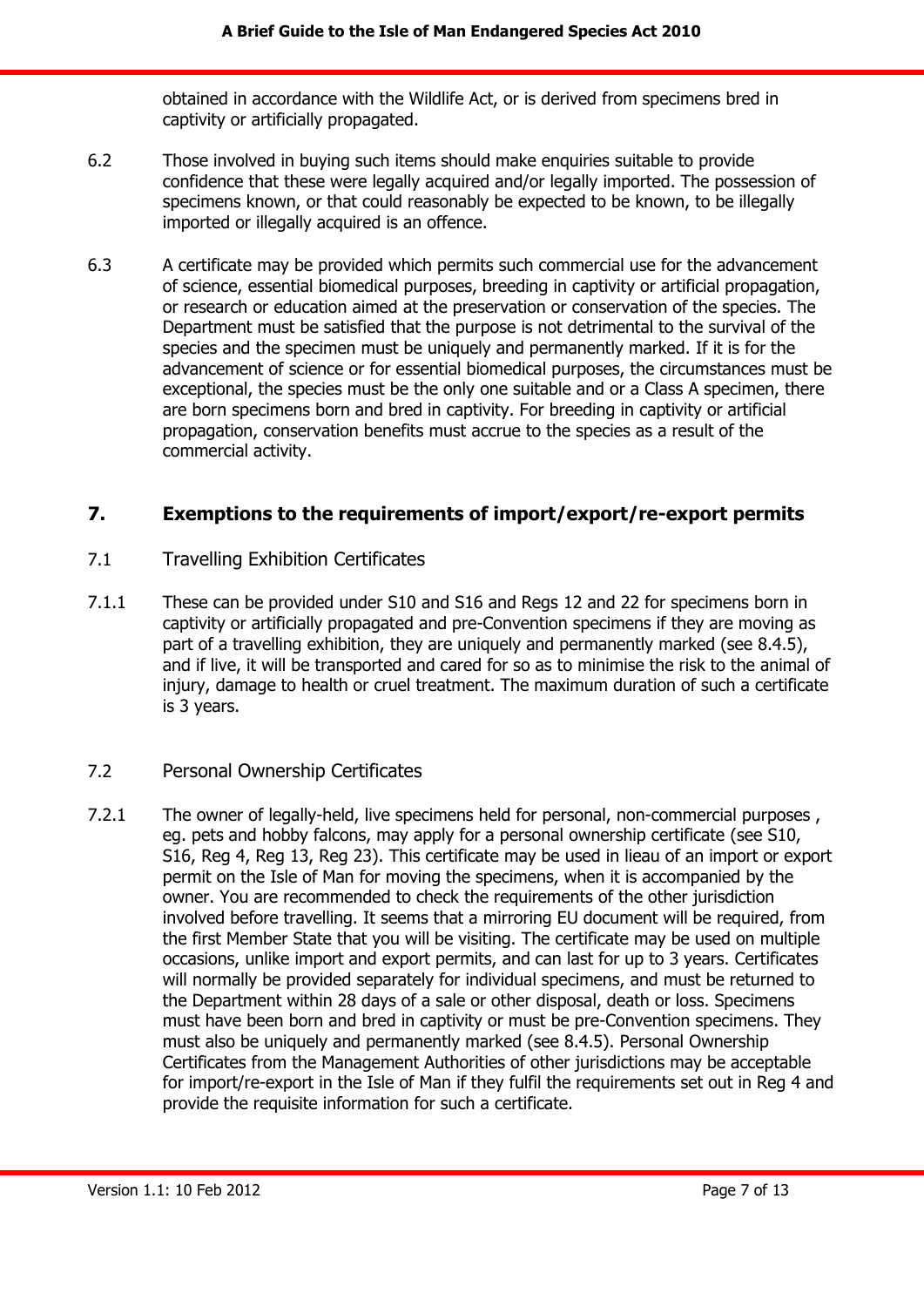obtained in accordance with the Wildlife Act, or is derived from specimens bred in captivity or artificially propagated.

6.2 Those involved in buying such items should make enquiries suitable to provide confidence that these were legally acquired and/or legally imported. The possession of specimens known, or that could reasonably be expected to be known, to be illegally imported or illegally acquired is an offence.

6.3 A certificate may be provided which permits such commercial use for the advancement of science, essential biomedical purposes, breeding in captivity or artificial propagation, or research or education aimed at the preservation or conservation of the species. The Department must be satisfied that the purpose is not detrimental to the survival of the species and the specimen must be uniquely and permanently marked. If it is for the advancement of science or for essential biomedical purposes, the circumstances must be exceptional, the species must be the only one suitable and or a Class A specimen, there are born specimens born and bred in captivity. For breeding in captivity or artificial propagation, conservation benefits must accrue to the species as a result of the commercial activity.

## 7. Exemptions to the requirements of import/export/re-export permits

### 7.1 Travelling Exhibition Certificates

7.1.1 These can be provided under S10 and S16 and Regs 12 and 22 for specimens born in captivity or artificially propagated and pre-Convention specimens if they are moving as part of a travelling exhibition, they are uniquely and permanently marked (see 8.4.5), and if live, it will be transported and cared for so as to minimise the risk to the animal of injury, damage to health or cruel treatment. The maximum duration of such a certificate is 3 years.

### 7.2 Personal Ownership Certificates

7.2.1 The owner of legally-held, live specimens held for personal, non-commercial purposes , eg. pets and hobby falcons, may apply for a personal ownership certificate (see S10, S16, Reg 4, Reg 13, Reg 23). This certificate may be used in lieau of an import or export permit on the Isle of Man for moving the specimens, when it is accompanied by the owner. You are recommended to check the requirements of the other jurisdiction involved before travelling. It seems that a mirroring EU document will be required, from the first Member State that you will be visiting. The certificate may be used on multiple occasions, unlike import and export permits, and can last for up to 3 years. Certificates will normally be provided separately for individual specimens, and must be returned to the Department within 28 days of a sale or other disposal, death or loss. Specimens must have been born and bred in captivity or must be pre-Convention specimens. They must also be uniquely and permanently marked (see 8.4.5). Personal Ownership Certificates from the Management Authorities of other jurisdictions may be acceptable for import/re-export in the Isle of Man if they fulfil the requirements set out in Reg 4 and provide the requisite information for such a certificate.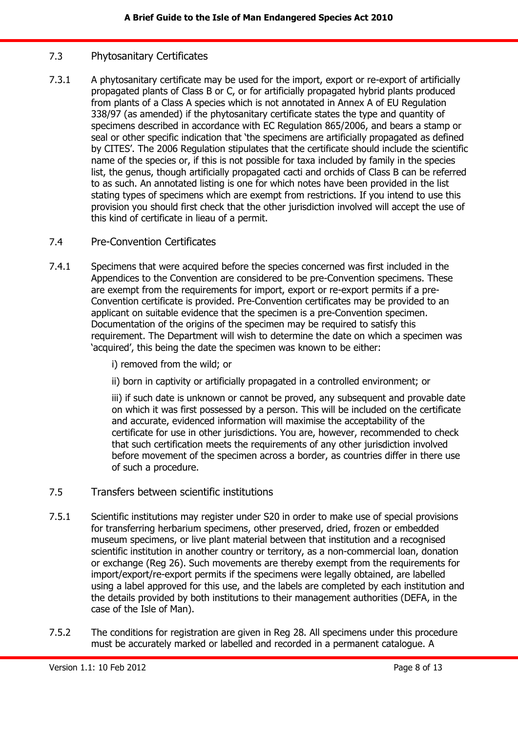## 7.3 Phytosanitary Certificates

7.3.1 A phytosanitary certificate may be used for the import, export or re-export of artificially propagated plants of Class B or C, or for artificially propagated hybrid plants produced from plants of a Class A species which is not annotated in Annex A of EU Regulation 338/97 (as amended) if the phytosanitary certificate states the type and quantity of specimens described in accordance with EC Regulation 865/2006, and bears a stamp or seal or other specific indication that 'the specimens are artificially propagated as defined by CITES'. The 2006 Regulation stipulates that the certificate should include the scientific name of the species or, if this is not possible for taxa included by family in the species list, the genus, though artificially propagated cacti and orchids of Class B can be referred to as such. An annotated listing is one for which notes have been provided in the list stating types of specimens which are exempt from restrictions. If you intend to use this provision you should first check that the other jurisdiction involved will accept the use of this kind of certificate in lieau of a permit.

## 7.4 Pre-Convention Certificates

7.4.1 Specimens that were acquired before the species concerned was first included in the Appendices to the Convention are considered to be pre-Convention specimens. These are exempt from the requirements for import, export or re-export permits if a pre-Convention certificate is provided. Pre-Convention certificates may be provided to an applicant on suitable evidence that the specimen is a pre-Convention specimen. Documentation of the origins of the specimen may be required to satisfy this requirement. The Department will wish to determine the date on which a specimen was 'acquired', this being the date the specimen was known to be either:

i) removed from the wild; or

ii) born in captivity or artificially propagated in a controlled environment; or

iii) if such date is unknown or cannot be proved, any subsequent and provable date on which it was first possessed by a person. This will be included on the certificate and accurate, evidenced information will maximise the acceptability of the certificate for use in other jurisdictions. You are, however, recommended to check that such certification meets the requirements of any other jurisdiction involved before movement of the specimen across a border, as countries differ in there use of such a procedure.

## 7.5 Transfers between scientific institutions

7.5.1 Scientific institutions may register under S20 in order to make use of special provisions for transferring herbarium specimens, other preserved, dried, frozen or embedded museum specimens, or live plant material between that institution and a recognised scientific institution in another country or territory, as a non-commercial loan, donation or exchange (Reg 26). Such movements are thereby exempt from the requirements for import/export/re-export permits if the specimens were legally obtained, are labelled using a label approved for this use, and the labels are completed by each institution and the details provided by both institutions to their management authorities (DEFA, in the case of the Isle of Man).

7.5.2 The conditions for registration are given in Reg 28. All specimens under this procedure must be accurately marked or labelled and recorded in a permanent catalogue. A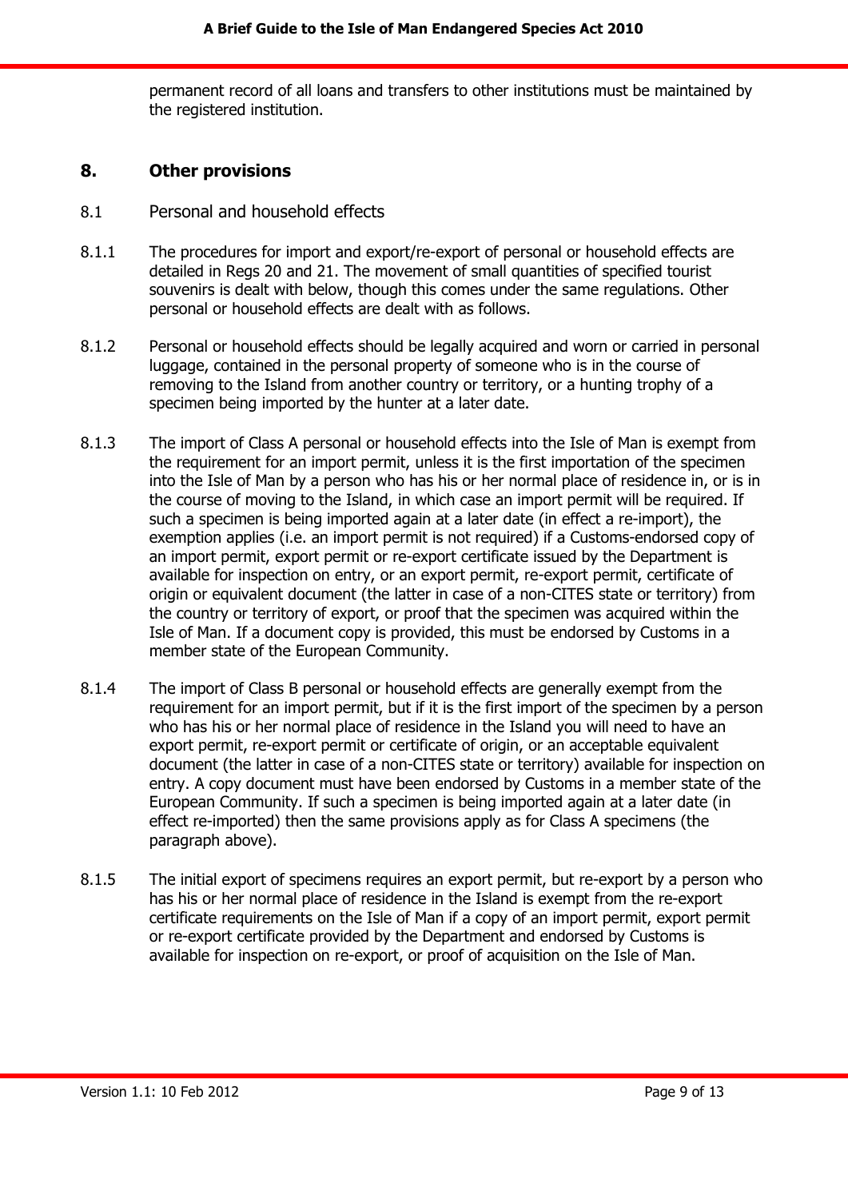permanent record of all loans and transfers to other institutions must be maintained by the registered institution.

## 8. Other provisions

### 8.1 Personal and household effects

8.1.1 The procedures for import and export/re-export of personal or household effects are detailed in Regs 20 and 21. The movement of small quantities of specified tourist souvenirs is dealt with below, though this comes under the same regulations. Other personal or household effects are dealt with as follows.

8.1.2 Personal or household effects should be legally acquired and worn or carried in personal luggage, contained in the personal property of someone who is in the course of removing to the Island from another country or territory, or a hunting trophy of a specimen being imported by the hunter at a later date.

8.1.3 The import of Class A personal or household effects into the Isle of Man is exempt from the requirement for an import permit, unless it is the first importation of the specimen into the Isle of Man by a person who has his or her normal place of residence in, or is in the course of moving to the Island, in which case an import permit will be required. If such a specimen is being imported again at a later date (in effect a re-import), the exemption applies (i.e. an import permit is not required) if a Customs-endorsed copy of an import permit, export permit or re-export certificate issued by the Department is available for inspection on entry, or an export permit, re-export permit, certificate of origin or equivalent document (the latter in case of a non-CITES state or territory) from the country or territory of export, or proof that the specimen was acquired within the Isle of Man. If a document copy is provided, this must be endorsed by Customs in a member state of the European Community.

8.1.4 The import of Class B personal or household effects are generally exempt from the requirement for an import permit, but if it is the first import of the specimen by a person who has his or her normal place of residence in the Island you will need to have an export permit, re-export permit or certificate of origin, or an acceptable equivalent document (the latter in case of a non-CITES state or territory) available for inspection on entry. A copy document must have been endorsed by Customs in a member state of the European Community. If such a specimen is being imported again at a later date (in effect re-imported) then the same provisions apply as for Class A specimens (the paragraph above).

8.1.5 The initial export of specimens requires an export permit, but re-export by a person who has his or her normal place of residence in the Island is exempt from the re-export certificate requirements on the Isle of Man if a copy of an import permit, export permit or re-export certificate provided by the Department and endorsed by Customs is available for inspection on re-export, or proof of acquisition on the Isle of Man.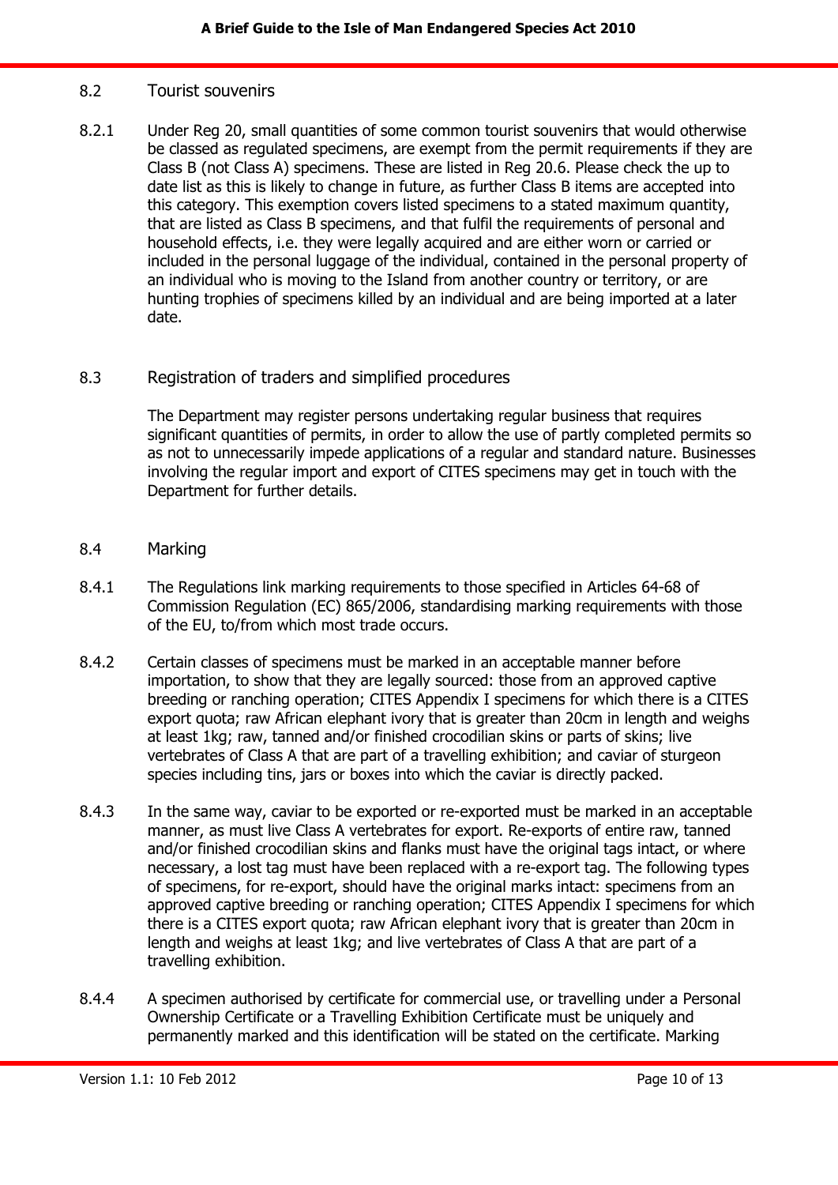### 8.2 Tourist souvenirs

8.2.1 Under Reg 20, small quantities of some common tourist souvenirs that would otherwise be classed as regulated specimens, are exempt from the permit requirements if they are Class B (not Class A) specimens. These are listed in Reg 20.6. Please check the up to date list as this is likely to change in future, as further Class B items are accepted into this category. This exemption covers listed specimens to a stated maximum quantity, that are listed as Class B specimens, and that fulfil the requirements of personal and household effects, i.e. they were legally acquired and are either worn or carried or included in the personal luggage of the individual, contained in the personal property of an individual who is moving to the Island from another country or territory, or are hunting trophies of specimens killed by an individual and are being imported at a later date.

### 8.3 Registration of traders and simplified procedures

The Department may register persons undertaking regular business that requires significant quantities of permits, in order to allow the use of partly completed permits so as not to unnecessarily impede applications of a regular and standard nature. Businesses involving the regular import and export of CITES specimens may get in touch with the Department for further details.

### 8.4 Marking

8.4.1 The Regulations link marking requirements to those specified in Articles 64-68 of Commission Regulation (EC) 865/2006, standardising marking requirements with those of the EU, to/from which most trade occurs.

8.4.2 Certain classes of specimens must be marked in an acceptable manner before importation, to show that they are legally sourced: those from an approved captive breeding or ranching operation; CITES Appendix I specimens for which there is a CITES export quota; raw African elephant ivory that is greater than 20cm in length and weighs at least 1kg; raw, tanned and/or finished crocodilian skins or parts of skins; live vertebrates of Class A that are part of a travelling exhibition; and caviar of sturgeon species including tins, jars or boxes into which the caviar is directly packed.

8.4.3 In the same way, caviar to be exported or re-exported must be marked in an acceptable manner, as must live Class A vertebrates for export. Re-exports of entire raw, tanned and/or finished crocodilian skins and flanks must have the original tags intact, or where necessary, a lost tag must have been replaced with a re-export tag. The following types of specimens, for re-export, should have the original marks intact: specimens from an approved captive breeding or ranching operation; CITES Appendix I specimens for which there is a CITES export quota; raw African elephant ivory that is greater than 20cm in length and weighs at least 1kg; and live vertebrates of Class A that are part of a travelling exhibition.

8.4.4 A specimen authorised by certificate for commercial use, or travelling under a Personal Ownership Certificate or a Travelling Exhibition Certificate must be uniquely and permanently marked and this identification will be stated on the certificate. Marking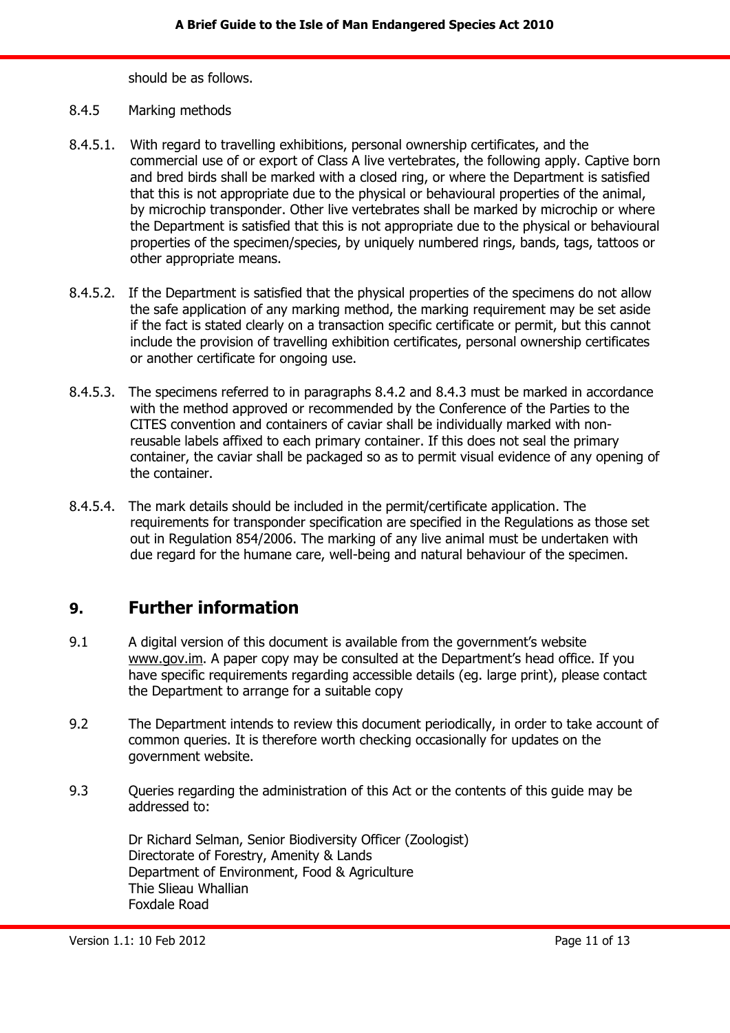should be as follows.

8.4.5 Marking methods

8.4.5.1. With regard to travelling exhibitions, personal ownership certificates, and the commercial use of or export of Class A live vertebrates, the following apply. Captive born and bred birds shall be marked with a closed ring, or where the Department is satisfied that this is not appropriate due to the physical or behavioural properties of the animal, by microchip transponder. Other live vertebrates shall be marked by microchip or where the Department is satisfied that this is not appropriate due to the physical or behavioural properties of the specimen/species, by uniquely numbered rings, bands, tags, tattoos or other appropriate means.

8.4.5.2. If the Department is satisfied that the physical properties of the specimens do not allow the safe application of any marking method, the marking requirement may be set aside if the fact is stated clearly on a transaction specific certificate or permit, but this cannot include the provision of travelling exhibition certificates, personal ownership certificates or another certificate for ongoing use.

8.4.5.3. The specimens referred to in paragraphs 8.4.2 and 8.4.3 must be marked in accordance with the method approved or recommended by the Conference of the Parties to the CITES convention and containers of caviar shall be individually marked with non-reusable labels affixed to each primary container. If this does not seal the primary container, the caviar shall be packaged so as to permit visual evidence of any opening of the container.

8.4.5.4. The mark details should be included in the permit/certificate application. The requirements for transponder specification are specified in the Regulations as those set out in Regulation 854/2006. The marking of any live animal must be undertaken with due regard for the humane care, well-being and natural behaviour of the specimen.

## 9. Further information

9.1 A digital version of this document is available from the government's website www.gov.im. A paper copy may be consulted at the Department's head office. If you have specific requirements regarding accessible details (eg. large print), please contact the Department to arrange for a suitable copy

9.2 The Department intends to review this document periodically, in order to take account of common queries. It is therefore worth checking occasionally for updates on the government website.

9.3 Queries regarding the administration of this Act or the contents of this guide may be addressed to:

Dr Richard Selman, Senior Biodiversity Officer (Zoologist)
Directorate of Forestry, Amenity & Lands
Department of Environment, Food & Agriculture
Thie Slieau Whallian
Foxdale Road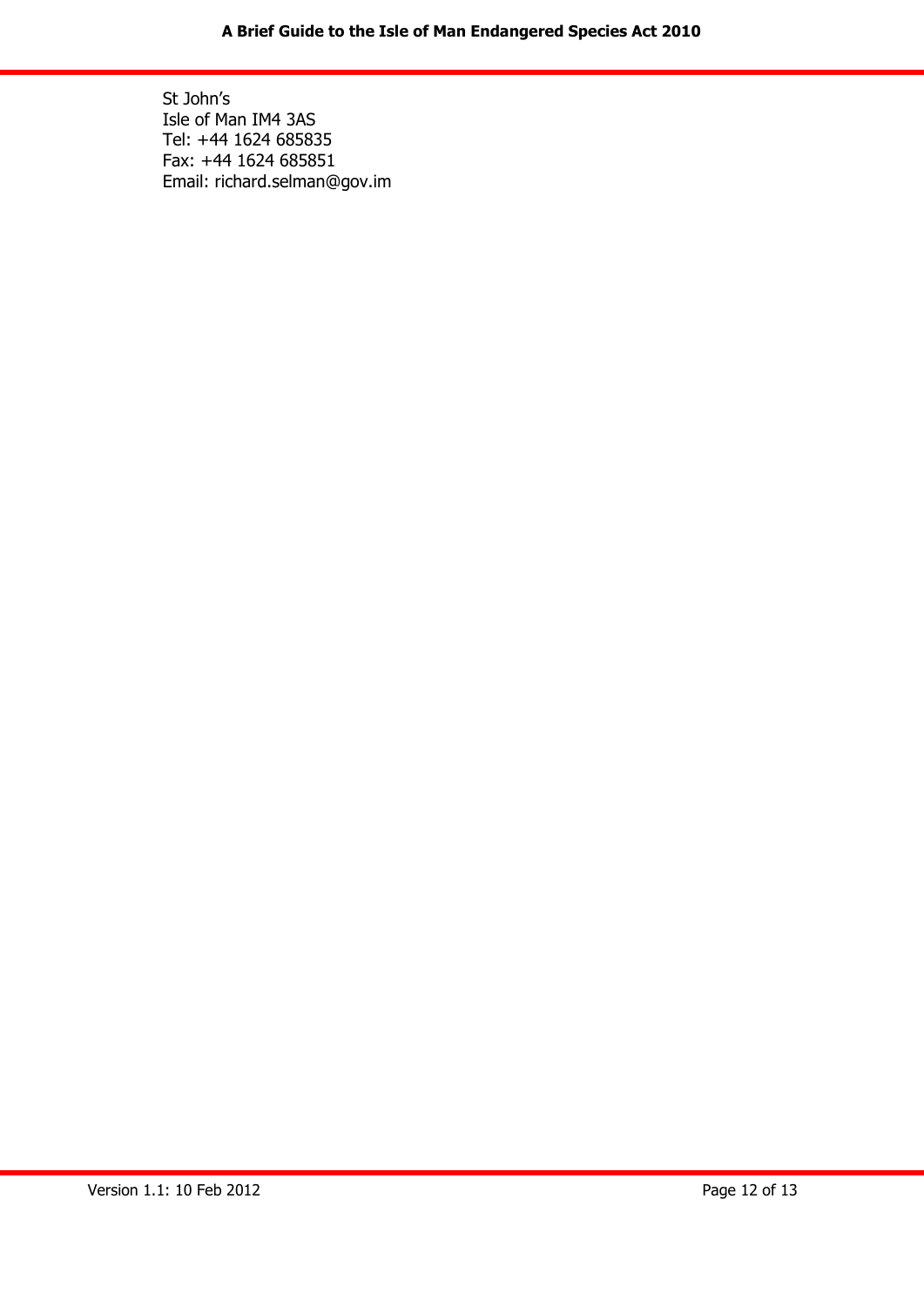St John's
Isle of Man IM4 3AS
Tel: +44 1624 685835
Fax: +44 1624 685851
Email: richard.selman@gov.im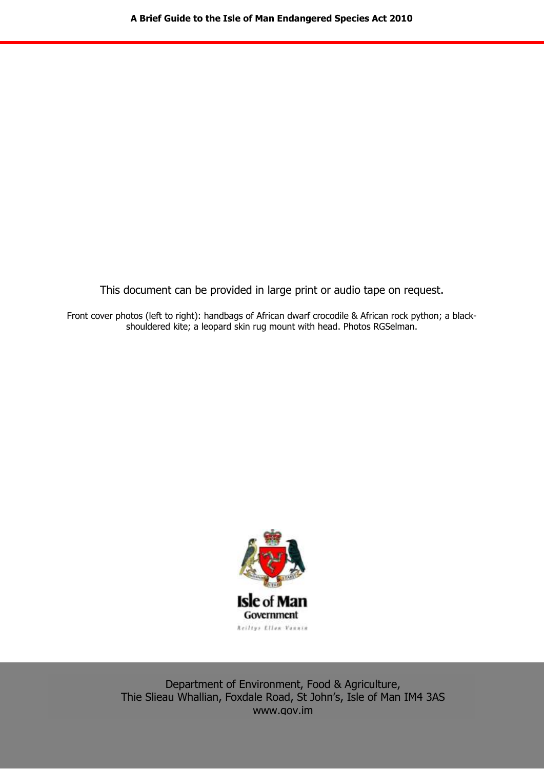This document can be provided in large print or audio tape on request.

Front cover photos (left to right): handbags of African dwarf crocodile & African rock python; a black-shouldered kite; a leopard skin rug mount with head. Photos RGSelman.

Isle of Man Government

Reiltys Ellan Vannin

Department of Environment, Food & Agriculture,
Thie Slieau Whallian, Foxdale Road, St John's, Isle of Man IM4 3AS
www.gov.im